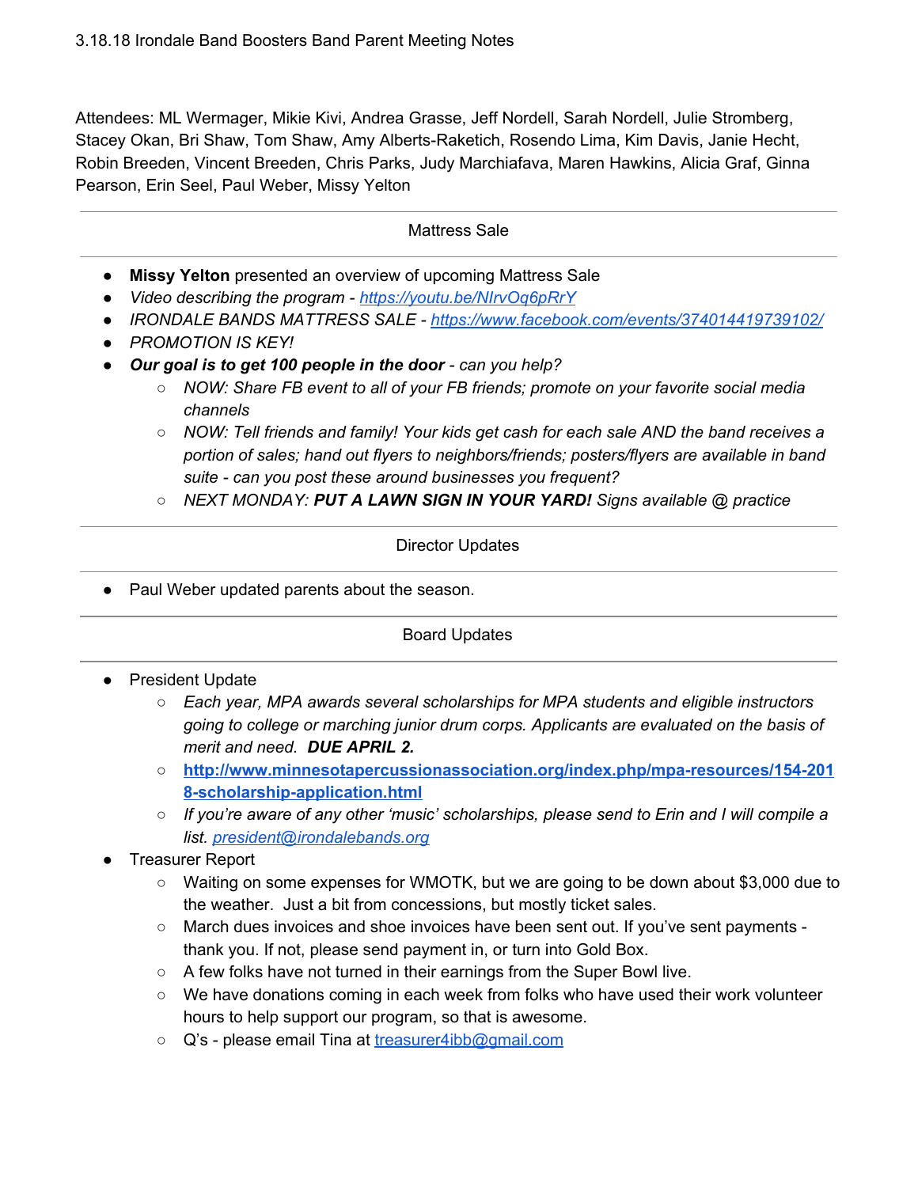3.18.18 Irondale Band Boosters Band Parent Meeting Notes

Attendees: ML Wermager, Mikie Kivi, Andrea Grasse, Jeff Nordell, Sarah Nordell, Julie Stromberg, Stacey Okan, Bri Shaw, Tom Shaw, Amy Alberts-Raketich, Rosendo Lima, Kim Davis, Janie Hecht, Robin Breeden, Vincent Breeden, Chris Parks, Judy Marchiafava, Maren Hawkins, Alicia Graf, Ginna Pearson, Erin Seel, Paul Weber, Missy Yelton

## Mattress Sale

- **Missy Yelton** presented an overview of upcoming Mattress Sale
- *Video describing the program - https://youtu.be/NIrvOq6pRrY*
- *IRONDALE BANDS MATTRESS SALE - https://www.facebook.com/events/374014419739102/*
- *PROMOTION IS KEY!*
- ***Our goal is to get 100 people in the door** - can you help?*
  - *NOW: Share FB event to all of your FB friends; promote on your favorite social media channels*
  - *NOW: Tell friends and family! Your kids get cash for each sale AND the band receives a portion of sales; hand out flyers to neighbors/friends; posters/flyers are available in band suite - can you post these around businesses you frequent?*
  - *NEXT MONDAY: **PUT A LAWN SIGN IN YOUR YARD!** Signs available @ practice*

## Director Updates

- Paul Weber updated parents about the season.

## Board Updates

- President Update
  - *Each year, MPA awards several scholarships for MPA students and eligible instructors going to college or marching junior drum corps. Applicants are evaluated on the basis of merit and need. **DUE APRIL 2.***
  - **http://www.minnesotapercussionassociation.org/index.php/mpa-resources/154-2018-scholarship-application.html**
  - *If you're aware of any other 'music' scholarships, please send to Erin and I will compile a list. president@irondalebands.org*
- Treasurer Report
  - Waiting on some expenses for WMOTK, but we are going to be down about $3,000 due to the weather. Just a bit from concessions, but mostly ticket sales.
  - March dues invoices and shoe invoices have been sent out. If you've sent payments - thank you. If not, please send payment in, or turn into Gold Box.
  - A few folks have not turned in their earnings from the Super Bowl live.
  - We have donations coming in each week from folks who have used their work volunteer hours to help support our program, so that is awesome.
  - Q's - please email Tina at treasurer4ibb@gmail.com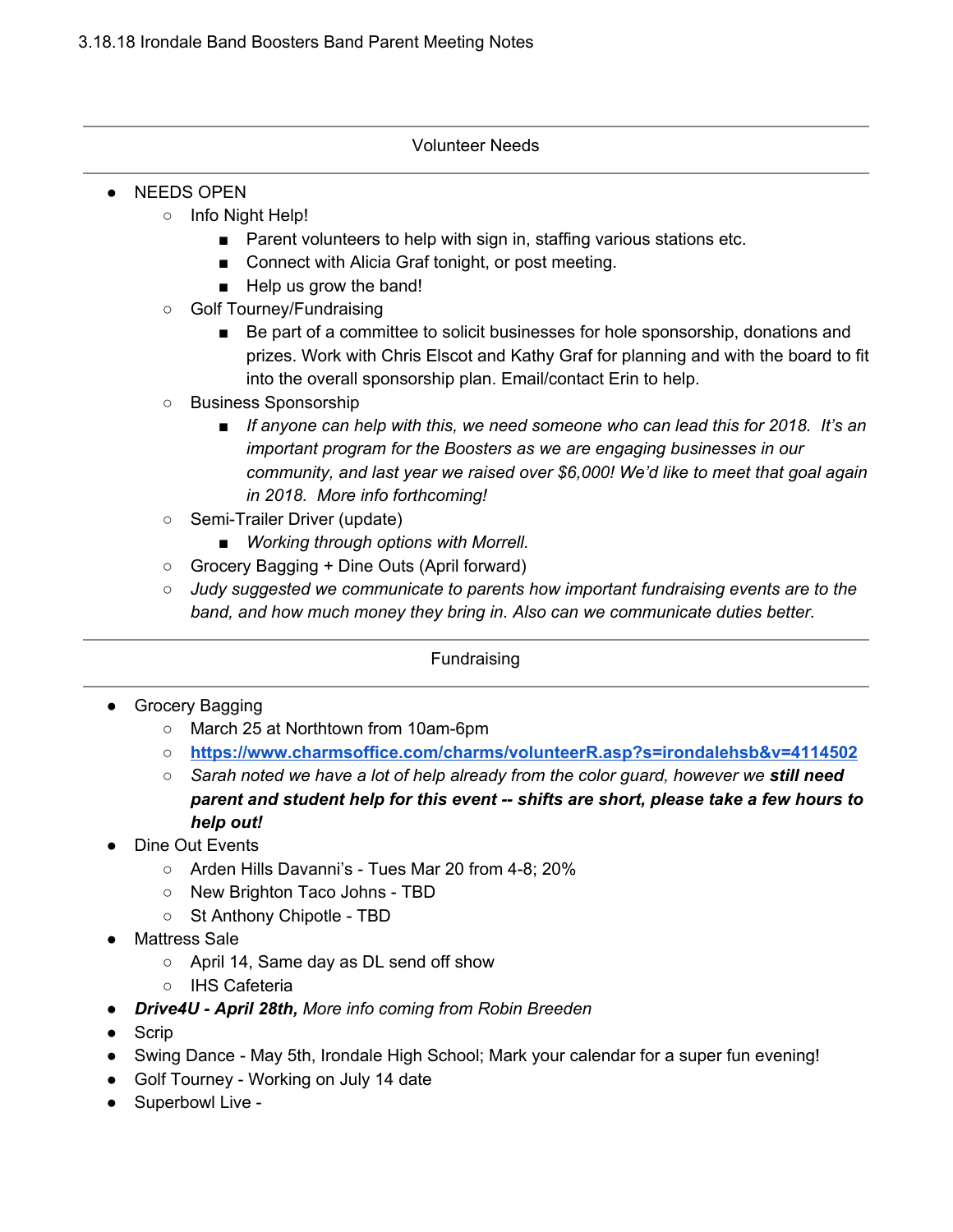3.18.18 Irondale Band Boosters Band Parent Meeting Notes

---

## Volunteer Needs

---

- NEEDS OPEN
  - Info Night Help!
    - Parent volunteers to help with sign in, staffing various stations etc.
    - Connect with Alicia Graf tonight, or post meeting.
    - Help us grow the band!
  - Golf Tourney/Fundraising
    - Be part of a committee to solicit businesses for hole sponsorship, donations and prizes. Work with Chris Elscot and Kathy Graf for planning and with the board to fit into the overall sponsorship plan. Email/contact Erin to help.
  - Business Sponsorship
    - *If anyone can help with this, we need someone who can lead this for 2018. It's an important program for the Boosters as we are engaging businesses in our community, and last year we raised over $6,000! We'd like to meet that goal again in 2018. More info forthcoming!*
  - Semi-Trailer Driver (update)
    - *Working through options with Morrell.*
  - Grocery Bagging + Dine Outs (April forward)
  - *Judy suggested we communicate to parents how important fundraising events are to the band, and how much money they bring in. Also can we communicate duties better.*

---

## Fundraising

---

- Grocery Bagging
  - March 25 at Northtown from 10am-6pm
  - **https://www.charmsoffice.com/charms/volunteerR.asp?s=irondalehsb&v=4114502**
  - *Sarah noted we have a lot of help already from the color guard, however we* ***still need parent and student help for this event -- shifts are short, please take a few hours to help out!***
- Dine Out Events
  - Arden Hills Davanni's - Tues Mar 20 from 4-8; 20%
  - New Brighton Taco Johns - TBD
  - St Anthony Chipotle - TBD
- Mattress Sale
  - April 14, Same day as DL send off show
  - IHS Cafeteria
- ***Drive4U - April 28th,*** *More info coming from Robin Breeden*
- Scrip
- Swing Dance - May 5th, Irondale High School; Mark your calendar for a super fun evening!
- Golf Tourney - Working on July 14 date
- Superbowl Live -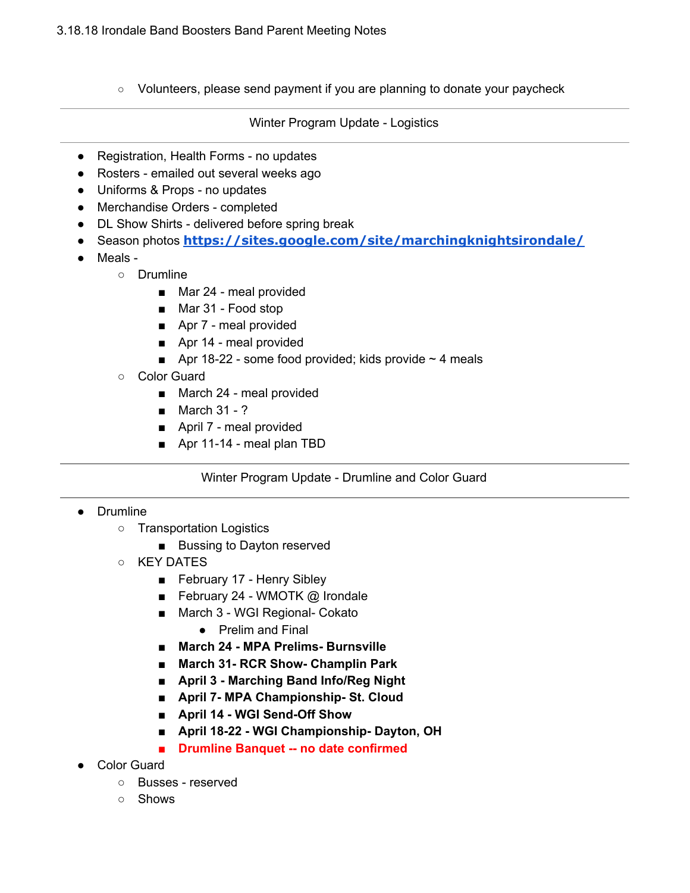3.18.18 Irondale Band Boosters Band Parent Meeting Notes

- Volunteers, please send payment if you are planning to donate your paycheck

---

## Winter Program Update - Logistics

---

- Registration, Health Forms - no updates
- Rosters - emailed out several weeks ago
- Uniforms & Props - no updates
- Merchandise Orders - completed
- DL Show Shirts - delivered before spring break
- Season photos **https://sites.google.com/site/marchingknightsirondale/**
- Meals -
    - Drumline
        - Mar 24 - meal provided
        - Mar 31 - Food stop
        - Apr 7 - meal provided
        - Apr 14 - meal provided
        - Apr 18-22 - some food provided; kids provide ~ 4 meals
    - Color Guard
        - March 24 - meal provided
        - March 31 - ?
        - April 7 - meal provided
        - Apr 11-14 - meal plan TBD

---

## Winter Program Update - Drumline and Color Guard

---

- Drumline
    - Transportation Logistics
        - Bussing to Dayton reserved
    - KEY DATES
        - February 17 - Henry Sibley
        - February 24 - WMOTK @ Irondale
        - March 3 - WGI Regional- Cokato
            - Prelim and Final
        - **March 24 - MPA Prelims- Burnsville**
        - **March 31- RCR Show- Champlin Park**
        - **April 3 - Marching Band Info/Reg Night**
        - **April 7- MPA Championship- St. Cloud**
        - **April 14 - WGI Send-Off Show**
        - **April 18-22 - WGI Championship- Dayton, OH**
        - **Drumline Banquet -- no date confirmed**
- Color Guard
    - Busses - reserved
    - Shows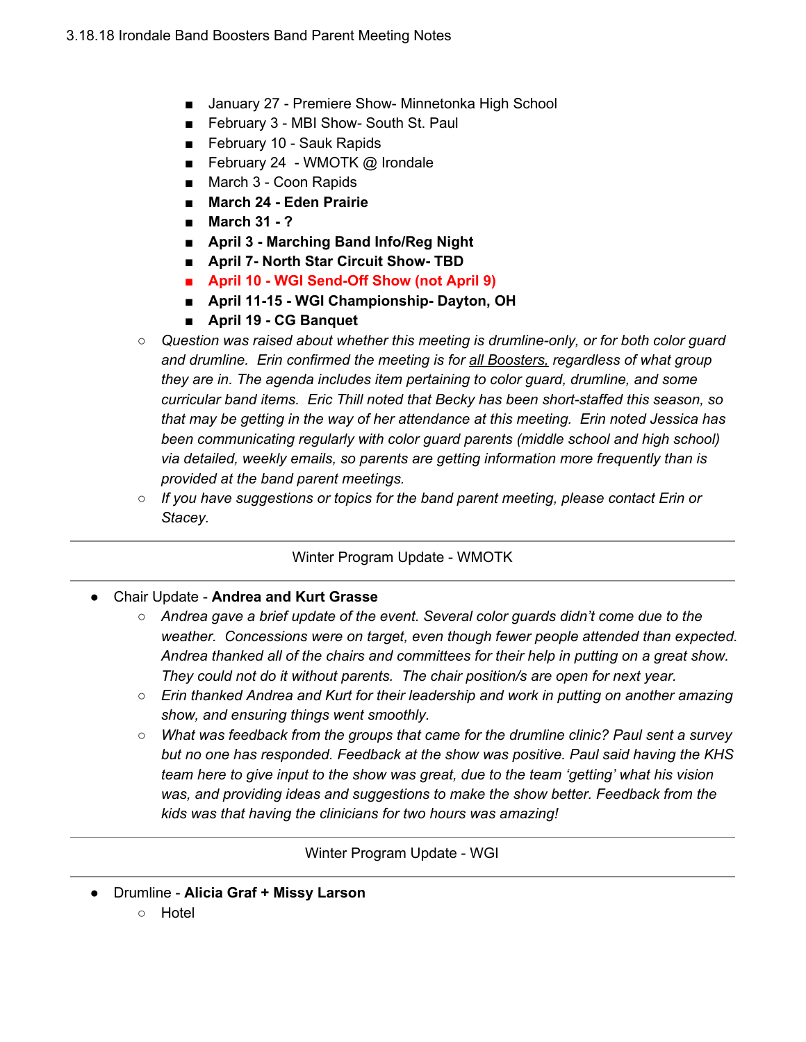- January 27 - Premiere Show- Minnetonka High School
            - February 3 - MBI Show- South St. Paul
            - February 10 - Sauk Rapids
            - February 24 - WMOTK @ Irondale
            - March 3 - Coon Rapids
            - **March 24 - Eden Prairie**
            - **March 31 - ?**
            - **April 3 - Marching Band Info/Reg Night**
            - **April 7- North Star Circuit Show- TBD**
            - **April 10 - WGI Send-Off Show (not April 9)**
            - **April 11-15 - WGI Championship- Dayton, OH**
            - **April 19 - CG Banquet**
    - *Question was raised about whether this meeting is drumline-only, or for both color guard and drumline. Erin confirmed the meeting is for all Boosters, regardless of what group they are in. The agenda includes item pertaining to color guard, drumline, and some curricular band items. Eric Thill noted that Becky has been short-staffed this season, so that may be getting in the way of her attendance at this meeting. Erin noted Jessica has been communicating regularly with color guard parents (middle school and high school) via detailed, weekly emails, so parents are getting information more frequently than is provided at the band parent meetings.*
    - *If you have suggestions or topics for the band parent meeting, please contact Erin or Stacey.*

---

Winter Program Update - WMOTK

---

- Chair Update - **Andrea and Kurt Grasse**
    - *Andrea gave a brief update of the event. Several color guards didn't come due to the weather. Concessions were on target, even though fewer people attended than expected. Andrea thanked all of the chairs and committees for their help in putting on a great show. They could not do it without parents. The chair position/s are open for next year.*
    - *Erin thanked Andrea and Kurt for their leadership and work in putting on another amazing show, and ensuring things went smoothly.*
    - *What was feedback from the groups that came for the drumline clinic? Paul sent a survey but no one has responded. Feedback at the show was positive. Paul said having the KHS team here to give input to the show was great, due to the team 'getting' what his vision was, and providing ideas and suggestions to make the show better. Feedback from the kids was that having the clinicians for two hours was amazing!*

---

Winter Program Update - WGI

---

- Drumline - **Alicia Graf + Missy Larson**
    - Hotel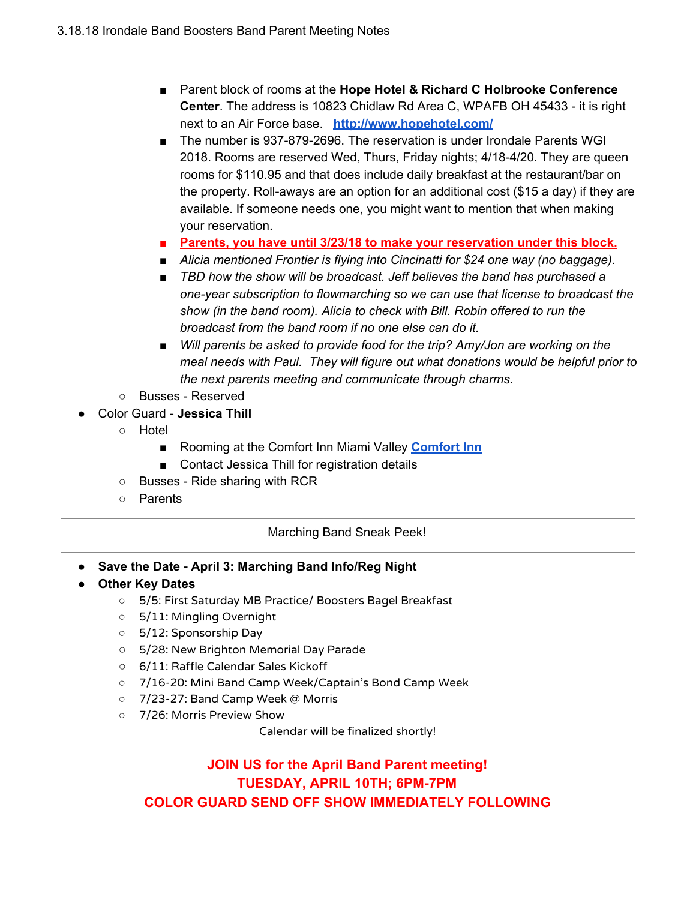- Parent block of rooms at the **Hope Hotel & Richard C Holbrooke Conference Center**. The address is 10823 Chidlaw Rd Area C, WPAFB OH 45433 - it is right next to an Air Force base. **http://www.hopehotel.com/**
- The number is 937-879-2696. The reservation is under Irondale Parents WGI 2018. Rooms are reserved Wed, Thurs, Friday nights; 4/18-4/20. They are queen rooms for $110.95 and that does include daily breakfast at the restaurant/bar on the property. Roll-aways are an option for an additional cost ($15 a day) if they are available. If someone needs one, you might want to mention that when making your reservation.
- **Parents, you have until 3/23/18 to make your reservation under this block.**
- *Alicia mentioned Frontier is flying into Cincinatti for $24 one way (no baggage).*
- *TBD how the show will be broadcast. Jeff believes the band has purchased a one-year subscription to flowmarching so we can use that license to broadcast the show (in the band room). Alicia to check with Bill. Robin offered to run the broadcast from the band room if no one else can do it.*
- *Will parents be asked to provide food for the trip? Amy/Jon are working on the meal needs with Paul. They will figure out what donations would be helpful prior to the next parents meeting and communicate through charms.*

  - Busses - Reserved

- Color Guard - **Jessica Thill**
  - Hotel
    - Rooming at the Comfort Inn Miami Valley **Comfort Inn**
    - Contact Jessica Thill for registration details
  - Busses - Ride sharing with RCR
  - Parents

---

Marching Band Sneak Peek!

---

- **Save the Date - April 3: Marching Band Info/Reg Night**
- **Other Key Dates**
  - 5/5: First Saturday MB Practice/ Boosters Bagel Breakfast
  - 5/11: Mingling Overnight
  - 5/12: Sponsorship Day
  - 5/28: New Brighton Memorial Day Parade
  - 6/11: Raffle Calendar Sales Kickoff
  - 7/16-20: Mini Band Camp Week/Captain's Bond Camp Week
  - 7/23-27: Band Camp Week @ Morris
  - 7/26: Morris Preview Show

Calendar will be finalized shortly!

**JOIN US for the April Band Parent meeting!**
**TUESDAY, APRIL 10TH; 6PM-7PM**
**COLOR GUARD SEND OFF SHOW IMMEDIATELY FOLLOWING**